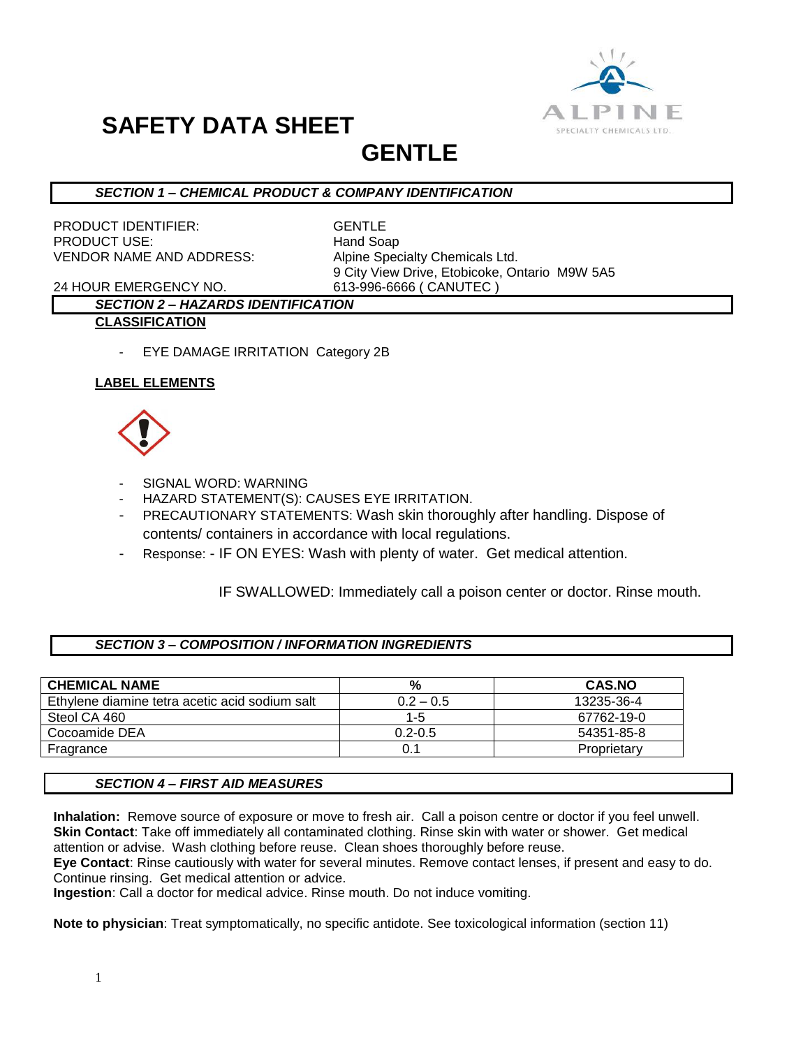# SAFETY DATA SHEET

# GENTLE

## SECTION 1 – CHEMICAL PRODUCT & COMPANY IDENTIFICATION

PRODUCT IDENTIFIER: GENTLE
PRODUCT USE: Hand Soap
VENDOR NAME AND ADDRESS: Alpine Specialty Chemicals Ltd.
9 City View Drive, Etobicoke, Ontario M9W 5A5
24 HOUR EMERGENCY NO. 613-996-6666 ( CANUTEC )

## SECTION 2 – HAZARDS IDENTIFICATION

**CLASSIFICATION**

- EYE DAMAGE IRRITATION Category 2B

**LABEL ELEMENTS**

- SIGNAL WORD: WARNING
- HAZARD STATEMENT(S): CAUSES EYE IRRITATION.
- PRECAUTIONARY STATEMENTS: Wash skin thoroughly after handling. Dispose of contents/ containers in accordance with local regulations.
- Response: - IF ON EYES: Wash with plenty of water. Get medical attention.

  IF SWALLOWED: Immediately call a poison center or doctor. Rinse mouth.

## SECTION 3 – COMPOSITION / INFORMATION INGREDIENTS

| CHEMICAL NAME | % | CAS.NO |
|---|---|---|
| Ethylene diamine tetra acetic acid sodium salt | 0.2 – 0.5 | 13235-36-4 |
| Steol CA 460 | 1-5 | 67762-19-0 |
| Cocoamide DEA | 0.2-0.5 | 54351-85-8 |
| Fragrance | 0.1 | Proprietary |

## SECTION 4 – FIRST AID MEASURES

**Inhalation:** Remove source of exposure or move to fresh air. Call a poison centre or doctor if you feel unwell.
**Skin Contact**: Take off immediately all contaminated clothing. Rinse skin with water or shower. Get medical attention or advise. Wash clothing before reuse. Clean shoes thoroughly before reuse.
**Eye Contact**: Rinse cautiously with water for several minutes. Remove contact lenses, if present and easy to do. Continue rinsing. Get medical attention or advice.
**Ingestion**: Call a doctor for medical advice. Rinse mouth. Do not induce vomiting.

**Note to physician**: Treat symptomatically, no specific antidote. See toxicological information (section 11)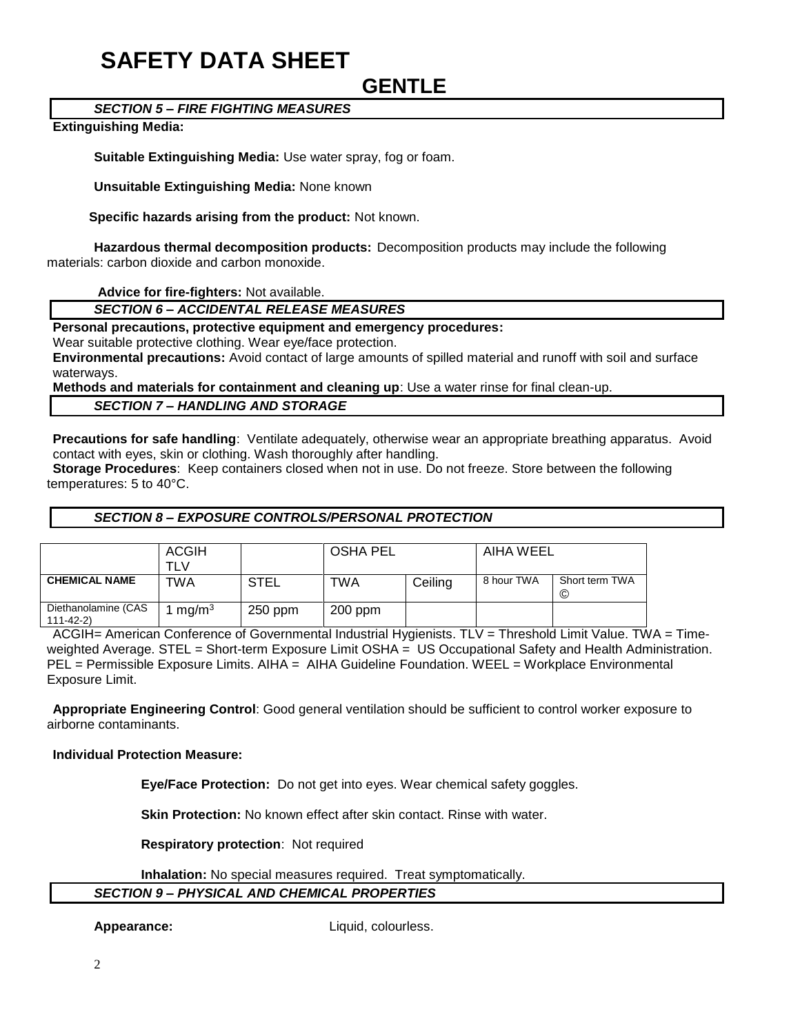# SAFETY DATA SHEET

## GENTLE

### *SECTION 5 – FIRE FIGHTING MEASURES*

**Extinguishing Media:**

**Suitable Extinguishing Media:** Use water spray, fog or foam.

**Unsuitable Extinguishing Media:** None known

**Specific hazards arising from the product:** Not known.

**Hazardous thermal decomposition products:** Decomposition products may include the following materials: carbon dioxide and carbon monoxide.

**Advice for fire-fighters:** Not available.

### *SECTION 6 – ACCIDENTAL RELEASE MEASURES*

**Personal precautions, protective equipment and emergency procedures:**
Wear suitable protective clothing. Wear eye/face protection.

**Environmental precautions:** Avoid contact of large amounts of spilled material and runoff with soil and surface waterways.

**Methods and materials for containment and cleaning up**: Use a water rinse for final clean-up.

### *SECTION 7 – HANDLING AND STORAGE*

**Precautions for safe handling**: Ventilate adequately, otherwise wear an appropriate breathing apparatus. Avoid contact with eyes, skin or clothing. Wash thoroughly after handling.

**Storage Procedures**: Keep containers closed when not in use. Do not freeze. Store between the following temperatures: 5 to 40°C.

### *SECTION 8 – EXPOSURE CONTROLS/PERSONAL PROTECTION*

| | ACGIH TLV | | OSHA PEL | | AIHA WEEL | |
|---|---|---|---|---|---|---|
| **CHEMICAL NAME** | TWA | STEL | TWA | Ceiling | 8 hour TWA | Short term TWA © |
| Diethanolamine (CAS 111-42-2) | 1 $mg/m^3$ | 250 ppm | 200 ppm | | | |

ACGIH= American Conference of Governmental Industrial Hygienists. TLV = Threshold Limit Value. TWA = Time-weighted Average. STEL = Short-term Exposure Limit OSHA = US Occupational Safety and Health Administration. PEL = Permissible Exposure Limits. AIHA = AIHA Guideline Foundation. WEEL = Workplace Environmental Exposure Limit.

**Appropriate Engineering Control**: Good general ventilation should be sufficient to control worker exposure to airborne contaminants.

**Individual Protection Measure:**

**Eye/Face Protection:** Do not get into eyes. Wear chemical safety goggles.

**Skin Protection:** No known effect after skin contact. Rinse with water.

**Respiratory protection**: Not required

**Inhalation:** No special measures required. Treat symptomatically.

### *SECTION 9 – PHYSICAL AND CHEMICAL PROPERTIES*

**Appearance:** Liquid, colourless.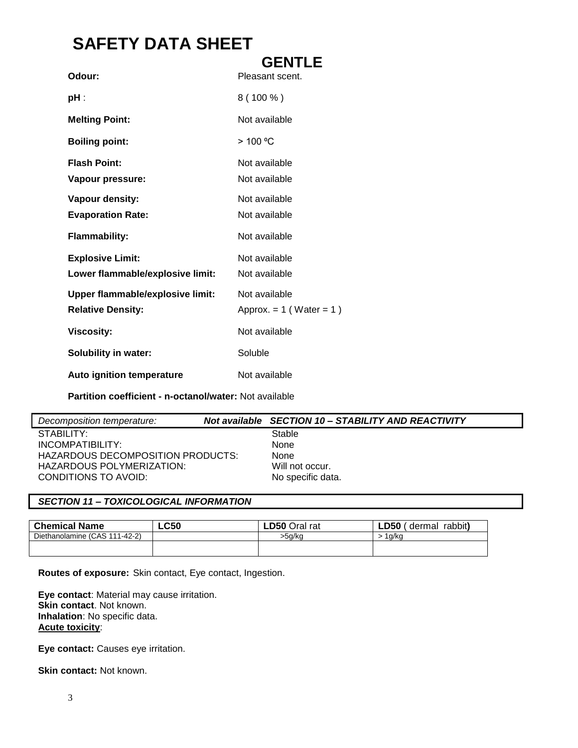# SAFETY DATA SHEET

## GENTLE

| | |
|---|---|
| **Odour:** | Pleasant scent. |
| **pH** : | 8 ( 100 % ) |
| **Melting Point:** | Not available |
| **Boiling point:** | > 100 ºC |
| **Flash Point:** | Not available |
| **Vapour pressure:** | Not available |
| **Vapour density:** | Not available |
| **Evaporation Rate:** | Not available |
| **Flammability:** | Not available |
| **Explosive Limit:** | Not available |
| **Lower flammable/explosive limit:** | Not available |
| **Upper flammable/explosive limit:** | Not available |
| **Relative Density:** | Approx. = 1 ( Water = 1 ) |
| **Viscosity:** | Not available |
| **Solubility in water:** | Soluble |
| **Auto ignition temperature** | Not available |

**Partition coefficient - n-octanol/water:** Not available

*Decomposition temperature:* ***Not available***

### *SECTION 10 – STABILITY AND REACTIVITY*

| | |
|---|---|
| STABILITY: | Stable |
| INCOMPATIBILITY: | None |
| HAZARDOUS DECOMPOSITION PRODUCTS: | None |
| HAZARDOUS POLYMERIZATION: | Will not occur. |
| CONDITIONS TO AVOID: | No specific data. |

### *SECTION 11 – TOXICOLOGICAL INFORMATION*

| **Chemical Name** | **LC50** | **LD50** Oral rat | **LD50** ( dermal rabbit**)** |
|---|---|---|---|
| Diethanolamine (CAS 111-42-2) | | >5g/kg | > 1g/kg |
| | | | |

**Routes of exposure:** Skin contact, Eye contact, Ingestion.

**Eye contact**: Material may cause irritation.
**Skin contact**. Not known.
**Inhalation**: No specific data.
**Acute toxicity**:

**Eye contact:** Causes eye irritation.

**Skin contact:** Not known.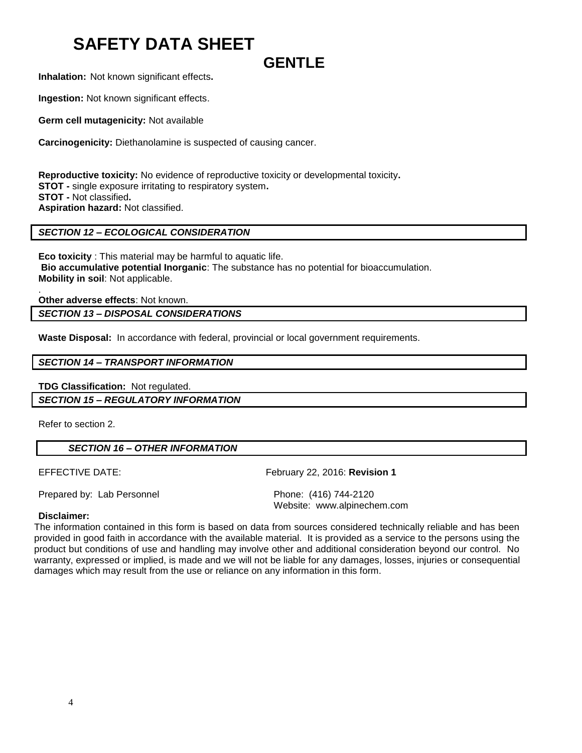# SAFETY DATA SHEET

## GENTLE

**Inhalation:** Not known significant effects**.**

**Ingestion:** Not known significant effects.

**Germ cell mutagenicity:** Not available

**Carcinogenicity:** Diethanolamine is suspected of causing cancer.

**Reproductive toxicity:** No evidence of reproductive toxicity or developmental toxicity**.**
**STOT -** single exposure irritating to respiratory system**.**
**STOT -** Not classified**.**
**Aspiration hazard:** Not classified.

### *SECTION 12 – ECOLOGICAL CONSIDERATION*

**Eco toxicity** : This material may be harmful to aquatic life.
**Bio accumulative potential Inorganic**: The substance has no potential for bioaccumulation.
**Mobility in soil**: Not applicable.

.
**Other adverse effects**: Not known.

### *SECTION 13 – DISPOSAL CONSIDERATIONS*

**Waste Disposal:** In accordance with federal, provincial or local government requirements.

### *SECTION 14 – TRANSPORT INFORMATION*

**TDG Classification:** Not regulated.

### *SECTION 15 – REGULATORY INFORMATION*

Refer to section 2.

### *SECTION 16 – OTHER INFORMATION*

EFFECTIVE DATE: February 22, 2016: **Revision 1**

Prepared by: Lab Personnel

Phone: (416) 744-2120
Website: www.alpinechem.com

**Disclaimer:**
The information contained in this form is based on data from sources considered technically reliable and has been provided in good faith in accordance with the available material. It is provided as a service to the persons using the product but conditions of use and handling may involve other and additional consideration beyond our control. No warranty, expressed or implied, is made and we will not be liable for any damages, losses, injuries or consequential damages which may result from the use or reliance on any information in this form.